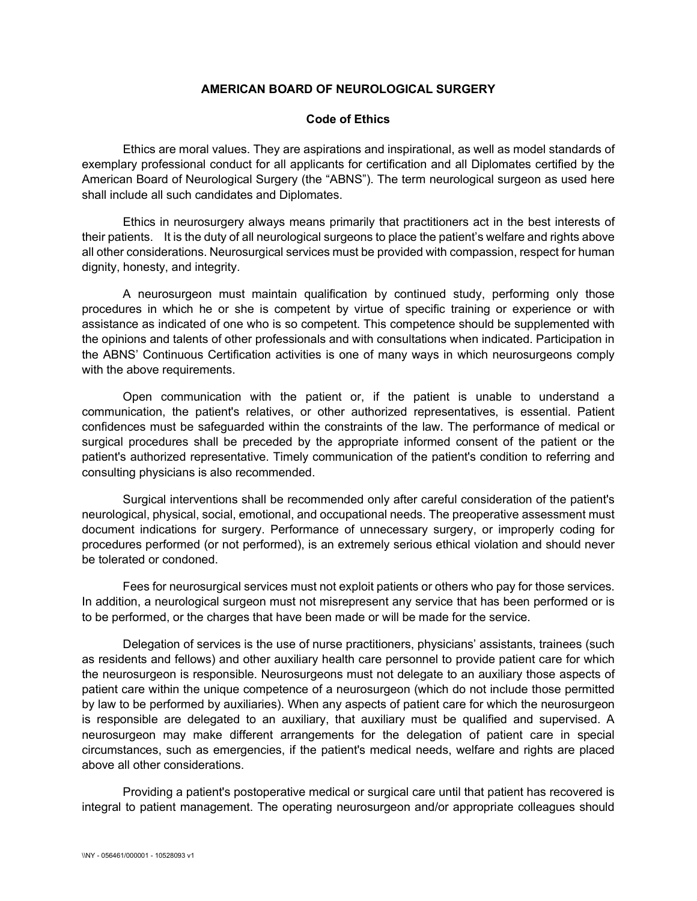# AMERICAN BOARD OF NEUROLOGICAL SURGERY

## Code of Ethics

Ethics are moral values. They are aspirations and inspirational, as well as model standards of exemplary professional conduct for all applicants for certification and all Diplomates certified by the American Board of Neurological Surgery (the "ABNS"). The term neurological surgeon as used here shall include all such candidates and Diplomates.

Ethics in neurosurgery always means primarily that practitioners act in the best interests of their patients. It is the duty of all neurological surgeons to place the patient's welfare and rights above all other considerations. Neurosurgical services must be provided with compassion, respect for human dignity, honesty, and integrity.

A neurosurgeon must maintain qualification by continued study, performing only those procedures in which he or she is competent by virtue of specific training or experience or with assistance as indicated of one who is so competent. This competence should be supplemented with the opinions and talents of other professionals and with consultations when indicated. Participation in the ABNS' Continuous Certification activities is one of many ways in which neurosurgeons comply with the above requirements.

Open communication with the patient or, if the patient is unable to understand a communication, the patient's relatives, or other authorized representatives, is essential. Patient confidences must be safeguarded within the constraints of the law. The performance of medical or surgical procedures shall be preceded by the appropriate informed consent of the patient or the patient's authorized representative. Timely communication of the patient's condition to referring and consulting physicians is also recommended.

Surgical interventions shall be recommended only after careful consideration of the patient's neurological, physical, social, emotional, and occupational needs. The preoperative assessment must document indications for surgery. Performance of unnecessary surgery, or improperly coding for procedures performed (or not performed), is an extremely serious ethical violation and should never be tolerated or condoned.

Fees for neurosurgical services must not exploit patients or others who pay for those services. In addition, a neurological surgeon must not misrepresent any service that has been performed or is to be performed, or the charges that have been made or will be made for the service.

Delegation of services is the use of nurse practitioners, physicians' assistants, trainees (such as residents and fellows) and other auxiliary health care personnel to provide patient care for which the neurosurgeon is responsible. Neurosurgeons must not delegate to an auxiliary those aspects of patient care within the unique competence of a neurosurgeon (which do not include those permitted by law to be performed by auxiliaries). When any aspects of patient care for which the neurosurgeon is responsible are delegated to an auxiliary, that auxiliary must be qualified and supervised. A neurosurgeon may make different arrangements for the delegation of patient care in special circumstances, such as emergencies, if the patient's medical needs, welfare and rights are placed above all other considerations.

Providing a patient's postoperative medical or surgical care until that patient has recovered is integral to patient management. The operating neurosurgeon and/or appropriate colleagues should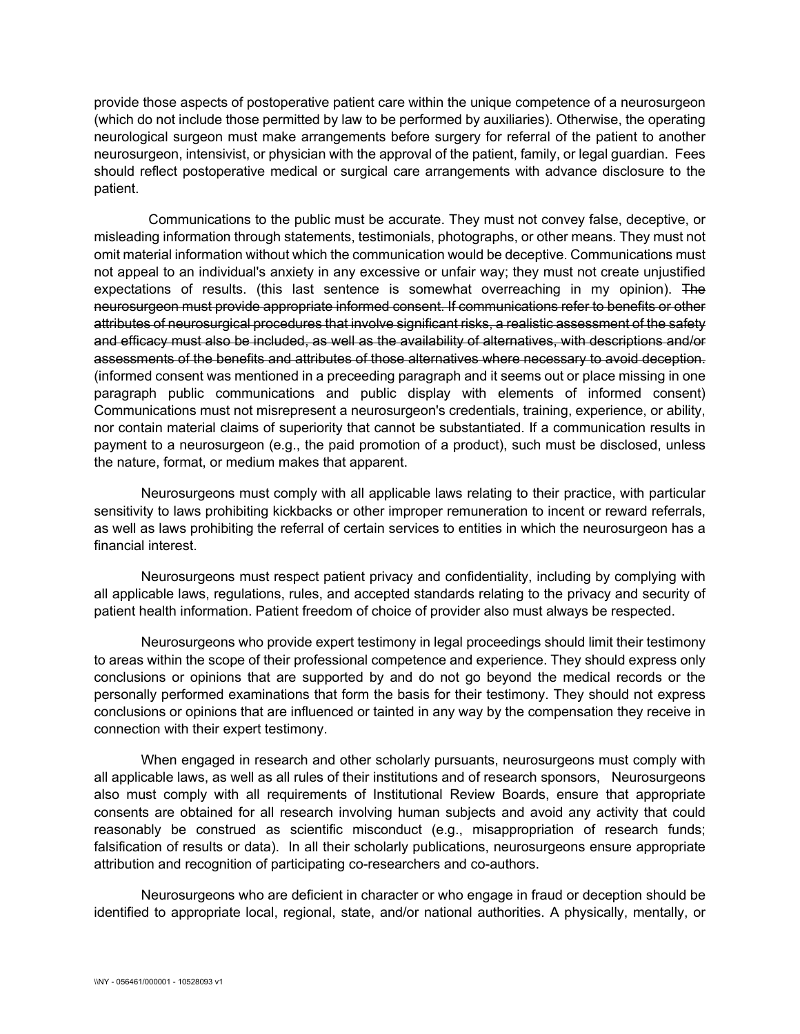provide those aspects of postoperative patient care within the unique competence of a neurosurgeon (which do not include those permitted by law to be performed by auxiliaries). Otherwise, the operating neurological surgeon must make arrangements before surgery for referral of the patient to another neurosurgeon, intensivist, or physician with the approval of the patient, family, or legal guardian. Fees should reflect postoperative medical or surgical care arrangements with advance disclosure to the patient.

Communications to the public must be accurate. They must not convey false, deceptive, or misleading information through statements, testimonials, photographs, or other means. They must not omit material information without which the communication would be deceptive. Communications must not appeal to an individual's anxiety in any excessive or unfair way; they must not create unjustified expectations of results. (this last sentence is somewhat overreaching in my opinion). ~~The neurosurgeon must provide appropriate informed consent. If communications refer to benefits or other attributes of neurosurgical procedures that involve significant risks, a realistic assessment of the safety and efficacy must also be included, as well as the availability of alternatives, with descriptions and/or assessments of the benefits and attributes of those alternatives where necessary to avoid deception.~~ (informed consent was mentioned in a preceeding paragraph and it seems out or place missing in one paragraph public communications and public display with elements of informed consent) Communications must not misrepresent a neurosurgeon's credentials, training, experience, or ability, nor contain material claims of superiority that cannot be substantiated. If a communication results in payment to a neurosurgeon (e.g., the paid promotion of a product), such must be disclosed, unless the nature, format, or medium makes that apparent.

Neurosurgeons must comply with all applicable laws relating to their practice, with particular sensitivity to laws prohibiting kickbacks or other improper remuneration to incent or reward referrals, as well as laws prohibiting the referral of certain services to entities in which the neurosurgeon has a financial interest.

Neurosurgeons must respect patient privacy and confidentiality, including by complying with all applicable laws, regulations, rules, and accepted standards relating to the privacy and security of patient health information. Patient freedom of choice of provider also must always be respected.

Neurosurgeons who provide expert testimony in legal proceedings should limit their testimony to areas within the scope of their professional competence and experience. They should express only conclusions or opinions that are supported by and do not go beyond the medical records or the personally performed examinations that form the basis for their testimony. They should not express conclusions or opinions that are influenced or tainted in any way by the compensation they receive in connection with their expert testimony.

When engaged in research and other scholarly pursuants, neurosurgeons must comply with all applicable laws, as well as all rules of their institutions and of research sponsors, Neurosurgeons also must comply with all requirements of Institutional Review Boards, ensure that appropriate consents are obtained for all research involving human subjects and avoid any activity that could reasonably be construed as scientific misconduct (e.g., misappropriation of research funds; falsification of results or data). In all their scholarly publications, neurosurgeons ensure appropriate attribution and recognition of participating co-researchers and co-authors.

Neurosurgeons who are deficient in character or who engage in fraud or deception should be identified to appropriate local, regional, state, and/or national authorities. A physically, mentally, or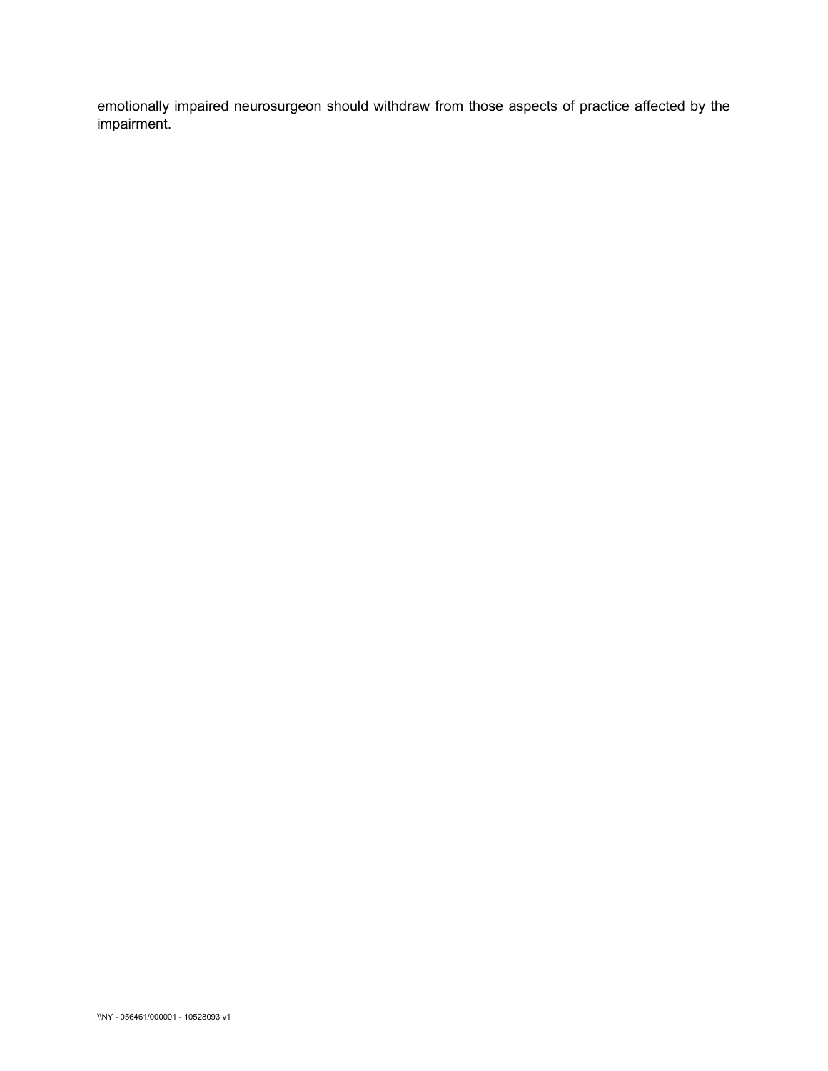emotionally impaired neurosurgeon should withdraw from those aspects of practice affected by the impairment.